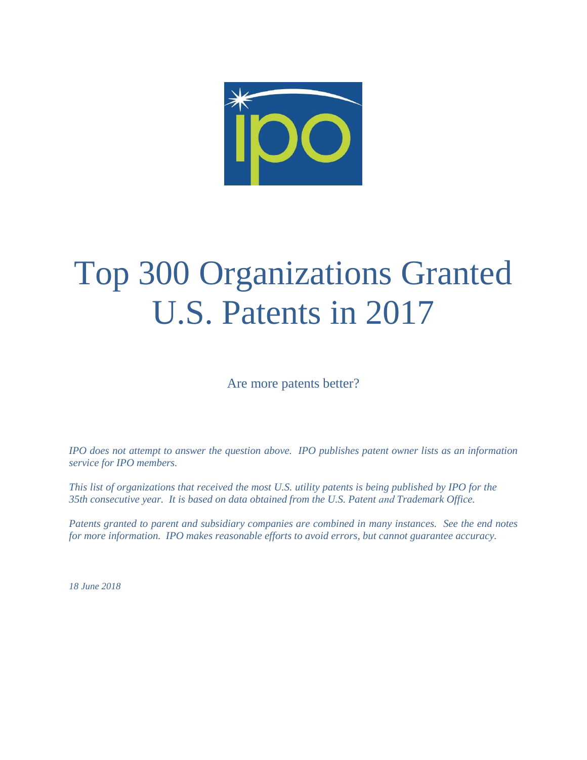# Top 300 Organizations Granted U.S. Patents in 2017

Are more patents better?

*IPO does not attempt to answer the question above. IPO publishes patent owner lists as an information service for IPO members.*

*This list of organizations that received the most U.S. utility patents is being published by IPO for the 35th consecutive year. It is based on data obtained from the U.S. Patent and Trademark Office.*

*Patents granted to parent and subsidiary companies are combined in many instances. See the end notes for more information. IPO makes reasonable efforts to avoid errors, but cannot guarantee accuracy.*

*18 June 2018*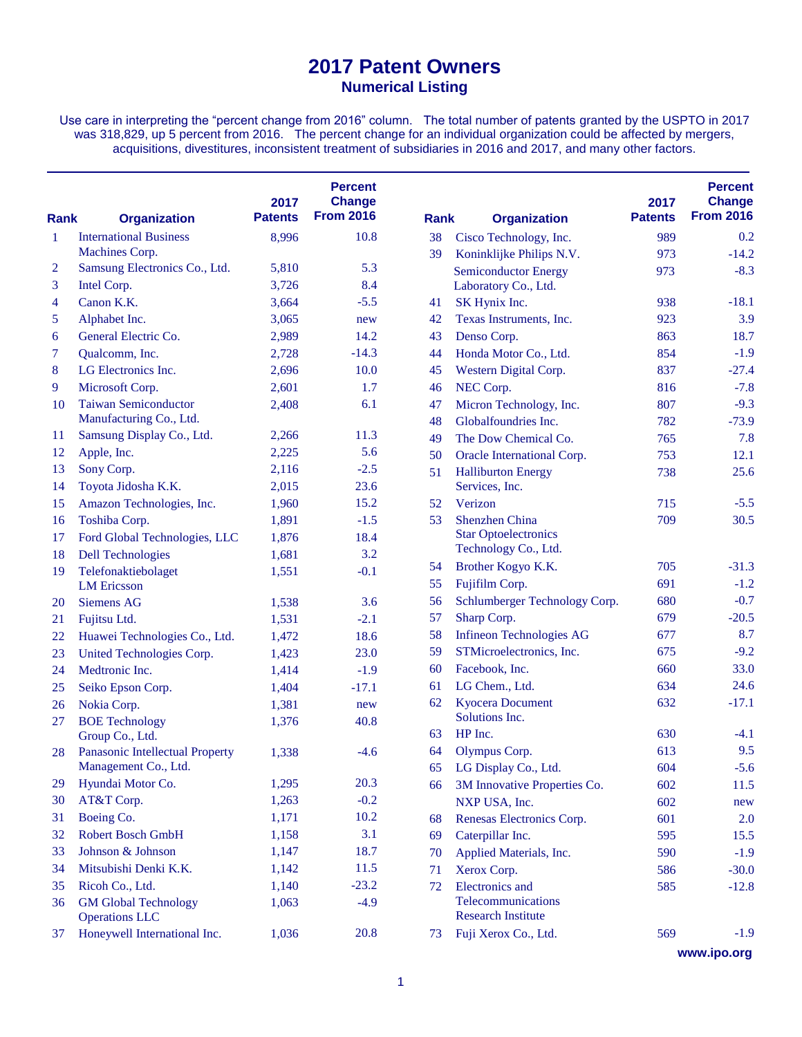# 2017 Patent Owners

## Numerical Listing

Use care in interpreting the "percent change from 2016" column. The total number of patents granted by the USPTO in 2017 was 318,829, up 5 percent from 2016. The percent change for an individual organization could be affected by mergers, acquisitions, divestitures, inconsistent treatment of subsidiaries in 2016 and 2017, and many other factors.

| Rank | Organization | 2017 Patents | Percent Change From 2016 |
|---|---|---|---|
| 1 | International Business Machines Corp. | 8,996 | 10.8 |
| 2 | Samsung Electronics Co., Ltd. | 5,810 | 5.3 |
| 3 | Intel Corp. | 3,726 | 8.4 |
| 4 | Canon K.K. | 3,664 | -5.5 |
| 5 | Alphabet Inc. | 3,065 | new |
| 6 | General Electric Co. | 2,989 | 14.2 |
| 7 | Qualcomm, Inc. | 2,728 | -14.3 |
| 8 | LG Electronics Inc. | 2,696 | 10.0 |
| 9 | Microsoft Corp. | 2,601 | 1.7 |
| 10 | Taiwan Semiconductor Manufacturing Co., Ltd. | 2,408 | 6.1 |
| 11 | Samsung Display Co., Ltd. | 2,266 | 11.3 |
| 12 | Apple, Inc. | 2,225 | 5.6 |
| 13 | Sony Corp. | 2,116 | -2.5 |
| 14 | Toyota Jidosha K.K. | 2,015 | 23.6 |
| 15 | Amazon Technologies, Inc. | 1,960 | 15.2 |
| 16 | Toshiba Corp. | 1,891 | -1.5 |
| 17 | Ford Global Technologies, LLC | 1,876 | 18.4 |
| 18 | Dell Technologies | 1,681 | 3.2 |
| 19 | Telefonaktiebolaget LM Ericsson | 1,551 | -0.1 |
| 20 | Siemens AG | 1,538 | 3.6 |
| 21 | Fujitsu Ltd. | 1,531 | -2.1 |
| 22 | Huawei Technologies Co., Ltd. | 1,472 | 18.6 |
| 23 | United Technologies Corp. | 1,423 | 23.0 |
| 24 | Medtronic Inc. | 1,414 | -1.9 |
| 25 | Seiko Epson Corp. | 1,404 | -17.1 |
| 26 | Nokia Corp. | 1,381 | new |
| 27 | BOE Technology Group Co., Ltd. | 1,376 | 40.8 |
| 28 | Panasonic Intellectual Property Management Co., Ltd. | 1,338 | -4.6 |
| 29 | Hyundai Motor Co. | 1,295 | 20.3 |
| 30 | AT&T Corp. | 1,263 | -0.2 |
| 31 | Boeing Co. | 1,171 | 10.2 |
| 32 | Robert Bosch GmbH | 1,158 | 3.1 |
| 33 | Johnson & Johnson | 1,147 | 18.7 |
| 34 | Mitsubishi Denki K.K. | 1,142 | 11.5 |
| 35 | Ricoh Co., Ltd. | 1,140 | -23.2 |
| 36 | GM Global Technology Operations LLC | 1,063 | -4.9 |
| 37 | Honeywell International Inc. | 1,036 | 20.8 |
| 38 | Cisco Technology, Inc. | 989 | 0.2 |
| 39 | Koninklijke Philips N.V. | 973 | -14.2 |
| | Semiconductor Energy Laboratory Co., Ltd. | 973 | -8.3 |
| 41 | SK Hynix Inc. | 938 | -18.1 |
| 42 | Texas Instruments, Inc. | 923 | 3.9 |
| 43 | Denso Corp. | 863 | 18.7 |
| 44 | Honda Motor Co., Ltd. | 854 | -1.9 |
| 45 | Western Digital Corp. | 837 | -27.4 |
| 46 | NEC Corp. | 816 | -7.8 |
| 47 | Micron Technology, Inc. | 807 | -9.3 |
| 48 | Globalfoundries Inc. | 782 | -73.9 |
| 49 | The Dow Chemical Co. | 765 | 7.8 |
| 50 | Oracle International Corp. | 753 | 12.1 |
| 51 | Halliburton Energy Services, Inc. | 738 | 25.6 |
| 52 | Verizon | 715 | -5.5 |
| 53 | Shenzhen China Star Optoelectronics Technology Co., Ltd. | 709 | 30.5 |
| 54 | Brother Kogyo K.K. | 705 | -31.3 |
| 55 | Fujifilm Corp. | 691 | -1.2 |
| 56 | Schlumberger Technology Corp. | 680 | -0.7 |
| 57 | Sharp Corp. | 679 | -20.5 |
| 58 | Infineon Technologies AG | 677 | 8.7 |
| 59 | STMicroelectronics, Inc. | 675 | -9.2 |
| 60 | Facebook, Inc. | 660 | 33.0 |
| 61 | LG Chem., Ltd. | 634 | 24.6 |
| 62 | Kyocera Document Solutions Inc. | 632 | -17.1 |
| 63 | HP Inc. | 630 | -4.1 |
| 64 | Olympus Corp. | 613 | 9.5 |
| 65 | LG Display Co., Ltd. | 604 | -5.6 |
| 66 | 3M Innovative Properties Co. | 602 | 11.5 |
| | NXP USA, Inc. | 602 | new |
| 68 | Renesas Electronics Corp. | 601 | 2.0 |
| 69 | Caterpillar Inc. | 595 | 15.5 |
| 70 | Applied Materials, Inc. | 590 | -1.9 |
| 71 | Xerox Corp. | 586 | -30.0 |
| 72 | Electronics and Telecommunications Research Institute | 585 | -12.8 |
| 73 | Fuji Xerox Co., Ltd. | 569 | -1.9 |

www.ipo.org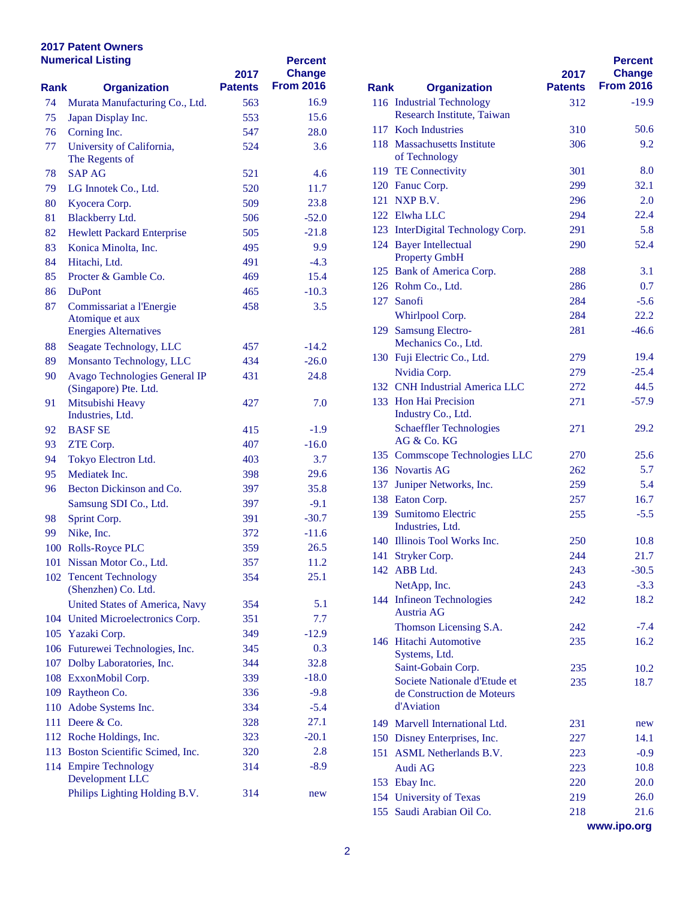**2017 Patent Owners**
**Numerical Listing**

| Rank | Organization | 2017 Patents | Percent Change From 2016 |
|---|---|---|---|
| 74 | Murata Manufacturing Co., Ltd. | 563 | 16.9 |
| 75 | Japan Display Inc. | 553 | 15.6 |
| 76 | Corning Inc. | 547 | 28.0 |
| 77 | University of California, The Regents of | 524 | 3.6 |
| 78 | SAP AG | 521 | 4.6 |
| 79 | LG Innotek Co., Ltd. | 520 | 11.7 |
| 80 | Kyocera Corp. | 509 | 23.8 |
| 81 | Blackberry Ltd. | 506 | -52.0 |
| 82 | Hewlett Packard Enterprise | 505 | -21.8 |
| 83 | Konica Minolta, Inc. | 495 | 9.9 |
| 84 | Hitachi, Ltd. | 491 | -4.3 |
| 85 | Procter & Gamble Co. | 469 | 15.4 |
| 86 | DuPont | 465 | -10.3 |
| 87 | Commissariat a l'Energie Atomique et aux Energies Alternatives | 458 | 3.5 |
| 88 | Seagate Technology, LLC | 457 | -14.2 |
| 89 | Monsanto Technology, LLC | 434 | -26.0 |
| 90 | Avago Technologies General IP (Singapore) Pte. Ltd. | 431 | 24.8 |
| 91 | Mitsubishi Heavy Industries, Ltd. | 427 | 7.0 |
| 92 | BASF SE | 415 | -1.9 |
| 93 | ZTE Corp. | 407 | -16.0 |
| 94 | Tokyo Electron Ltd. | 403 | 3.7 |
| 95 | Mediatek Inc. | 398 | 29.6 |
| 96 | Becton Dickinson and Co. | 397 | 35.8 |
| | Samsung SDI Co., Ltd. | 397 | -9.1 |
| 98 | Sprint Corp. | 391 | -30.7 |
| 99 | Nike, Inc. | 372 | -11.6 |
| 100 | Rolls-Royce PLC | 359 | 26.5 |
| 101 | Nissan Motor Co., Ltd. | 357 | 11.2 |
| 102 | Tencent Technology (Shenzhen) Co. Ltd. | 354 | 25.1 |
| | United States of America, Navy | 354 | 5.1 |
| 104 | United Microelectronics Corp. | 351 | 7.7 |
| 105 | Yazaki Corp. | 349 | -12.9 |
| 106 | Futurewei Technologies, Inc. | 345 | 0.3 |
| 107 | Dolby Laboratories, Inc. | 344 | 32.8 |
| 108 | ExxonMobil Corp. | 339 | -18.0 |
| 109 | Raytheon Co. | 336 | -9.8 |
| 110 | Adobe Systems Inc. | 334 | -5.4 |
| 111 | Deere & Co. | 328 | 27.1 |
| 112 | Roche Holdings, Inc. | 323 | -20.1 |
| 113 | Boston Scientific Scimed, Inc. | 320 | 2.8 |
| 114 | Empire Technology Development LLC | 314 | -8.9 |
| | Philips Lighting Holding B.V. | 314 | new |
| 116 | Industrial Technology Research Institute, Taiwan | 312 | -19.9 |
| 117 | Koch Industries | 310 | 50.6 |
| 118 | Massachusetts Institute of Technology | 306 | 9.2 |
| 119 | TE Connectivity | 301 | 8.0 |
| 120 | Fanuc Corp. | 299 | 32.1 |
| 121 | NXP B.V. | 296 | 2.0 |
| 122 | Elwha LLC | 294 | 22.4 |
| 123 | InterDigital Technology Corp. | 291 | 5.8 |
| 124 | Bayer Intellectual Property GmbH | 290 | 52.4 |
| 125 | Bank of America Corp. | 288 | 3.1 |
| 126 | Rohm Co., Ltd. | 286 | 0.7 |
| 127 | Sanofi | 284 | -5.6 |
| | Whirlpool Corp. | 284 | 22.2 |
| 129 | Samsung Electro-Mechanics Co., Ltd. | 281 | -46.6 |
| 130 | Fuji Electric Co., Ltd. | 279 | 19.4 |
| | Nvidia Corp. | 279 | -25.4 |
| 132 | CNH Industrial America LLC | 272 | 44.5 |
| 133 | Hon Hai Precision Industry Co., Ltd. | 271 | -57.9 |
| | Schaeffler Technologies AG & Co. KG | 271 | 29.2 |
| 135 | Commscope Technologies LLC | 270 | 25.6 |
| 136 | Novartis AG | 262 | 5.7 |
| 137 | Juniper Networks, Inc. | 259 | 5.4 |
| 138 | Eaton Corp. | 257 | 16.7 |
| 139 | Sumitomo Electric Industries, Ltd. | 255 | -5.5 |
| 140 | Illinois Tool Works Inc. | 250 | 10.8 |
| 141 | Stryker Corp. | 244 | 21.7 |
| 142 | ABB Ltd. | 243 | -30.5 |
| | NetApp, Inc. | 243 | -3.3 |
| 144 | Infineon Technologies Austria AG | 242 | 18.2 |
| | Thomson Licensing S.A. | 242 | -7.4 |
| 146 | Hitachi Automotive Systems, Ltd. | 235 | 16.2 |
| | Saint-Gobain Corp. | 235 | 10.2 |
| | Societe Nationale d'Etude et de Construction de Moteurs d'Aviation | 235 | 18.7 |
| 149 | Marvell International Ltd. | 231 | new |
| 150 | Disney Enterprises, Inc. | 227 | 14.1 |
| 151 | ASML Netherlands B.V. | 223 | -0.9 |
| | Audi AG | 223 | 10.8 |
| 153 | Ebay Inc. | 220 | 20.0 |
| 154 | University of Texas | 219 | 26.0 |
| 155 | Saudi Arabian Oil Co. | 218 | 21.6 |

www.ipo.org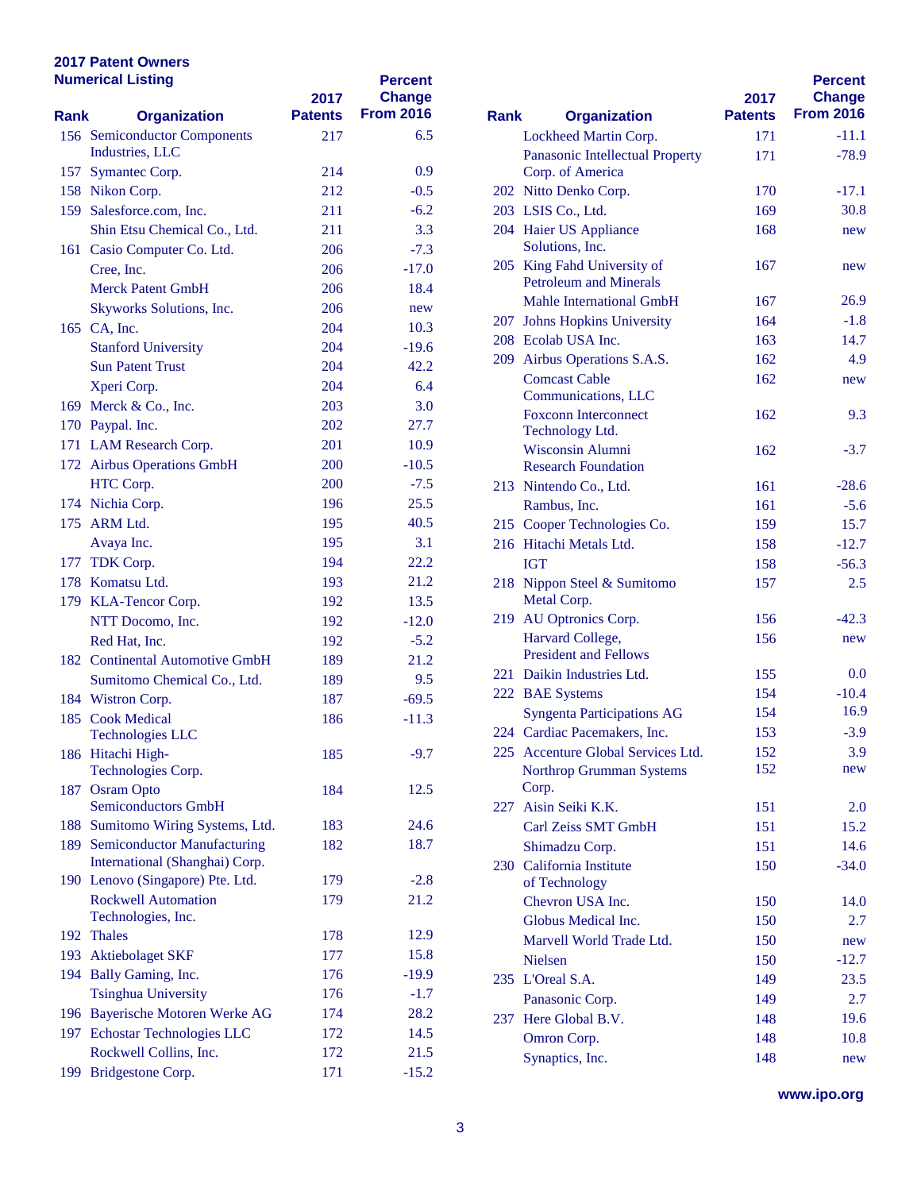## 2017 Patent Owners
### Numerical Listing

| Rank | Organization | 2017 Patents | Percent Change From 2016 |
|---|---|---|---|
| 156 | Semiconductor Components Industries, LLC | 217 | 6.5 |
| 157 | Symantec Corp. | 214 | 0.9 |
| 158 | Nikon Corp. | 212 | -0.5 |
| 159 | Salesforce.com, Inc. | 211 | -6.2 |
| | Shin Etsu Chemical Co., Ltd. | 211 | 3.3 |
| 161 | Casio Computer Co. Ltd. | 206 | -7.3 |
| | Cree, Inc. | 206 | -17.0 |
| | Merck Patent GmbH | 206 | 18.4 |
| | Skyworks Solutions, Inc. | 206 | new |
| 165 | CA, Inc. | 204 | 10.3 |
| | Stanford University | 204 | -19.6 |
| | Sun Patent Trust | 204 | 42.2 |
| | Xperi Corp. | 204 | 6.4 |
| 169 | Merck & Co., Inc. | 203 | 3.0 |
| 170 | Paypal. Inc. | 202 | 27.7 |
| 171 | LAM Research Corp. | 201 | 10.9 |
| 172 | Airbus Operations GmbH | 200 | -10.5 |
| | HTC Corp. | 200 | -7.5 |
| 174 | Nichia Corp. | 196 | 25.5 |
| 175 | ARM Ltd. | 195 | 40.5 |
| | Avaya Inc. | 195 | 3.1 |
| 177 | TDK Corp. | 194 | 22.2 |
| 178 | Komatsu Ltd. | 193 | 21.2 |
| 179 | KLA-Tencor Corp. | 192 | 13.5 |
| | NTT Docomo, Inc. | 192 | -12.0 |
| | Red Hat, Inc. | 192 | -5.2 |
| 182 | Continental Automotive GmbH | 189 | 21.2 |
| | Sumitomo Chemical Co., Ltd. | 189 | 9.5 |
| 184 | Wistron Corp. | 187 | -69.5 |
| 185 | Cook Medical Technologies LLC | 186 | -11.3 |
| 186 | Hitachi High-Technologies Corp. | 185 | -9.7 |
| 187 | Osram Opto Semiconductors GmbH | 184 | 12.5 |
| 188 | Sumitomo Wiring Systems, Ltd. | 183 | 24.6 |
| 189 | Semiconductor Manufacturing International (Shanghai) Corp. | 182 | 18.7 |
| 190 | Lenovo (Singapore) Pte. Ltd. | 179 | -2.8 |
| | Rockwell Automation Technologies, Inc. | 179 | 21.2 |
| 192 | Thales | 178 | 12.9 |
| 193 | Aktiebolaget SKF | 177 | 15.8 |
| 194 | Bally Gaming, Inc. | 176 | -19.9 |
| | Tsinghua University | 176 | -1.7 |
| 196 | Bayerische Motoren Werke AG | 174 | 28.2 |
| 197 | Echostar Technologies LLC | 172 | 14.5 |
| | Rockwell Collins, Inc. | 172 | 21.5 |
| 199 | Bridgestone Corp. | 171 | -15.2 |
| | Lockheed Martin Corp. | 171 | -11.1 |
| | Panasonic Intellectual Property Corp. of America | 171 | -78.9 |
| 202 | Nitto Denko Corp. | 170 | -17.1 |
| 203 | LSIS Co., Ltd. | 169 | 30.8 |
| 204 | Haier US Appliance Solutions, Inc. | 168 | new |
| 205 | King Fahd University of Petroleum and Minerals | 167 | new |
| | Mahle International GmbH | 167 | 26.9 |
| 207 | Johns Hopkins University | 164 | -1.8 |
| 208 | Ecolab USA Inc. | 163 | 14.7 |
| 209 | Airbus Operations S.A.S. | 162 | 4.9 |
| | Comcast Cable Communications, LLC | 162 | new |
| | Foxconn Interconnect Technology Ltd. | 162 | 9.3 |
| | Wisconsin Alumni Research Foundation | 162 | -3.7 |
| 213 | Nintendo Co., Ltd. | 161 | -28.6 |
| | Rambus, Inc. | 161 | -5.6 |
| 215 | Cooper Technologies Co. | 159 | 15.7 |
| 216 | Hitachi Metals Ltd. | 158 | -12.7 |
| | IGT | 158 | -56.3 |
| 218 | Nippon Steel & Sumitomo Metal Corp. | 157 | 2.5 |
| 219 | AU Optronics Corp. | 156 | -42.3 |
| | Harvard College, President and Fellows | 156 | new |
| 221 | Daikin Industries Ltd. | 155 | 0.0 |
| 222 | BAE Systems | 154 | -10.4 |
| | Syngenta Participations AG | 154 | 16.9 |
| 224 | Cardiac Pacemakers, Inc. | 153 | -3.9 |
| 225 | Accenture Global Services Ltd. | 152 | 3.9 |
| | Northrop Grumman Systems Corp. | 152 | new |
| 227 | Aisin Seiki K.K. | 151 | 2.0 |
| | Carl Zeiss SMT GmbH | 151 | 15.2 |
| | Shimadzu Corp. | 151 | 14.6 |
| 230 | California Institute of Technology | 150 | -34.0 |
| | Chevron USA Inc. | 150 | 14.0 |
| | Globus Medical Inc. | 150 | 2.7 |
| | Marvell World Trade Ltd. | 150 | new |
| | Nielsen | 150 | -12.7 |
| 235 | L'Oreal S.A. | 149 | 23.5 |
| | Panasonic Corp. | 149 | 2.7 |
| 237 | Here Global B.V. | 148 | 19.6 |
| | Omron Corp. | 148 | 10.8 |
| | Synaptics, Inc. | 148 | new |

www.ipo.org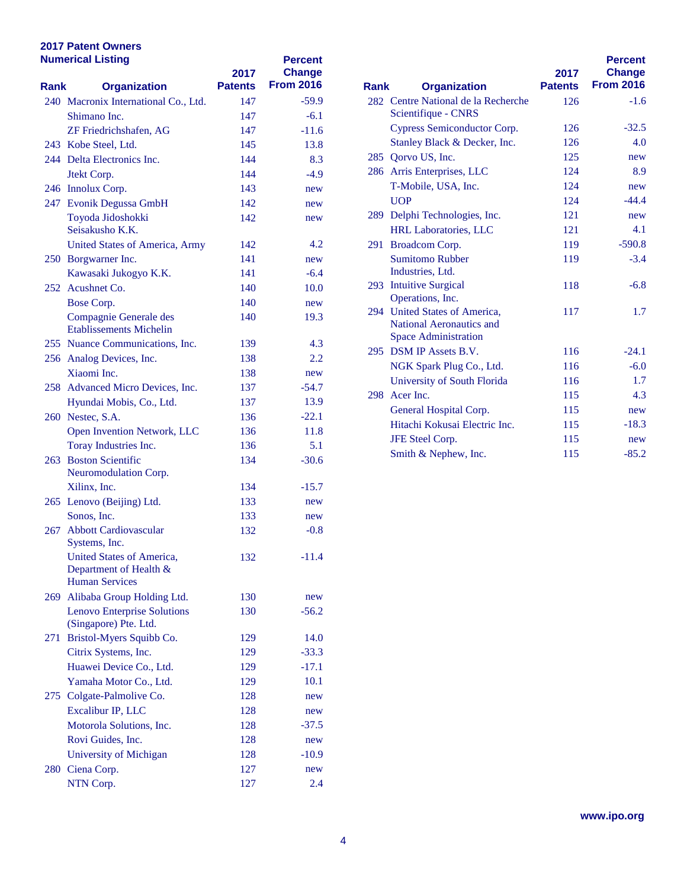## 2017 Patent Owners
### Numerical Listing

| Rank | Organization | 2017 Patents | Percent Change From 2016 |
|---|---|---|---|
| 240 | Macronix International Co., Ltd. | 147 | -59.9 |
| | Shimano Inc. | 147 | -6.1 |
| | ZF Friedrichshafen, AG | 147 | -11.6 |
| 243 | Kobe Steel, Ltd. | 145 | 13.8 |
| 244 | Delta Electronics Inc. | 144 | 8.3 |
| | Jtekt Corp. | 144 | -4.9 |
| 246 | Innolux Corp. | 143 | new |
| 247 | Evonik Degussa GmbH | 142 | new |
| | Toyoda Jidoshokki Seisakusho K.K. | 142 | new |
| | United States of America, Army | 142 | 4.2 |
| 250 | Borgwarner Inc. | 141 | new |
| | Kawasaki Jukogyo K.K. | 141 | -6.4 |
| 252 | Acushnet Co. | 140 | 10.0 |
| | Bose Corp. | 140 | new |
| | Compagnie Generale des Etablissements Michelin | 140 | 19.3 |
| 255 | Nuance Communications, Inc. | 139 | 4.3 |
| 256 | Analog Devices, Inc. | 138 | 2.2 |
| | Xiaomi Inc. | 138 | new |
| 258 | Advanced Micro Devices, Inc. | 137 | -54.7 |
| | Hyundai Mobis, Co., Ltd. | 137 | 13.9 |
| 260 | Nestec, S.A. | 136 | -22.1 |
| | Open Invention Network, LLC | 136 | 11.8 |
| | Toray Industries Inc. | 136 | 5.1 |
| 263 | Boston Scientific Neuromodulation Corp. | 134 | -30.6 |
| | Xilinx, Inc. | 134 | -15.7 |
| 265 | Lenovo (Beijing) Ltd. | 133 | new |
| | Sonos, Inc. | 133 | new |
| 267 | Abbott Cardiovascular Systems, Inc. | 132 | -0.8 |
| | United States of America, Department of Health & Human Services | 132 | -11.4 |
| 269 | Alibaba Group Holding Ltd. | 130 | new |
| | Lenovo Enterprise Solutions (Singapore) Pte. Ltd. | 130 | -56.2 |
| 271 | Bristol-Myers Squibb Co. | 129 | 14.0 |
| | Citrix Systems, Inc. | 129 | -33.3 |
| | Huawei Device Co., Ltd. | 129 | -17.1 |
| | Yamaha Motor Co., Ltd. | 129 | 10.1 |
| 275 | Colgate-Palmolive Co. | 128 | new |
| | Excalibur IP, LLC | 128 | new |
| | Motorola Solutions, Inc. | 128 | -37.5 |
| | Rovi Guides, Inc. | 128 | new |
| | University of Michigan | 128 | -10.9 |
| 280 | Ciena Corp. | 127 | new |
| | NTN Corp. | 127 | 2.4 |
| 282 | Centre National de la Recherche Scientifique - CNRS | 126 | -1.6 |
| | Cypress Semiconductor Corp. | 126 | -32.5 |
| | Stanley Black & Decker, Inc. | 126 | 4.0 |
| 285 | Qorvo US, Inc. | 125 | new |
| 286 | Arris Enterprises, LLC | 124 | 8.9 |
| | T-Mobile, USA, Inc. | 124 | new |
| | UOP | 124 | -44.4 |
| 289 | Delphi Technologies, Inc. | 121 | new |
| | HRL Laboratories, LLC | 121 | 4.1 |
| 291 | Broadcom Corp. | 119 | -590.8 |
| | Sumitomo Rubber Industries, Ltd. | 119 | -3.4 |
| 293 | Intuitive Surgical Operations, Inc. | 118 | -6.8 |
| 294 | United States of America, National Aeronautics and Space Administration | 117 | 1.7 |
| 295 | DSM IP Assets B.V. | 116 | -24.1 |
| | NGK Spark Plug Co., Ltd. | 116 | -6.0 |
| | University of South Florida | 116 | 1.7 |
| 298 | Acer Inc. | 115 | 4.3 |
| | General Hospital Corp. | 115 | new |
| | Hitachi Kokusai Electric Inc. | 115 | -18.3 |
| | JFE Steel Corp. | 115 | new |
| | Smith & Nephew, Inc. | 115 | -85.2 |

www.ipo.org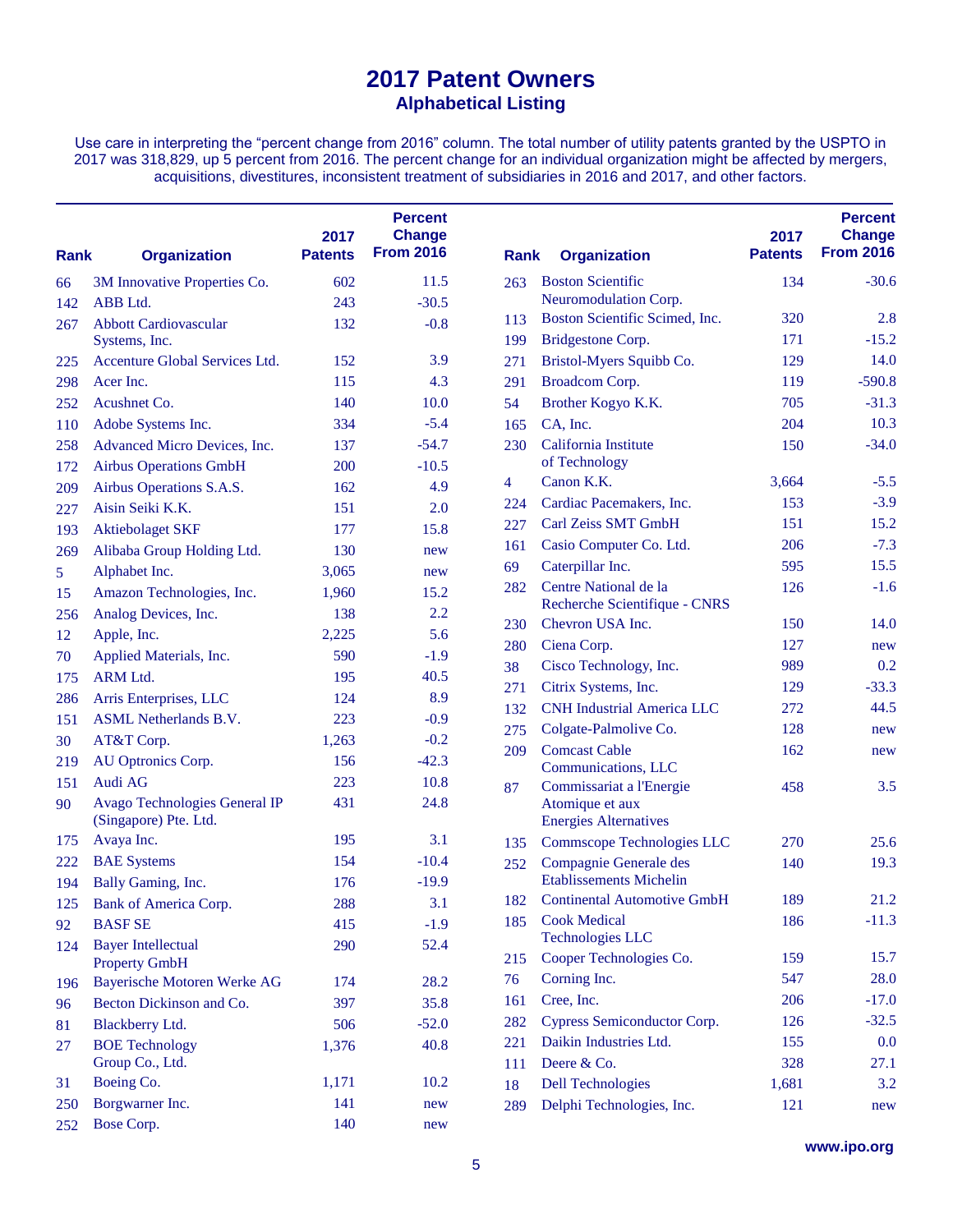# 2017 Patent Owners

## Alphabetical Listing

Use care in interpreting the "percent change from 2016" column. The total number of utility patents granted by the USPTO in 2017 was 318,829, up 5 percent from 2016. The percent change for an individual organization might be affected by mergers, acquisitions, divestitures, inconsistent treatment of subsidiaries in 2016 and 2017, and other factors.

| Rank | Organization | 2017 Patents | Percent Change From 2016 |
|---|---|---|---|
| 66 | 3M Innovative Properties Co. | 602 | 11.5 |
| 142 | ABB Ltd. | 243 | -30.5 |
| 267 | Abbott Cardiovascular Systems, Inc. | 132 | -0.8 |
| 225 | Accenture Global Services Ltd. | 152 | 3.9 |
| 298 | Acer Inc. | 115 | 4.3 |
| 252 | Acushnet Co. | 140 | 10.0 |
| 110 | Adobe Systems Inc. | 334 | -5.4 |
| 258 | Advanced Micro Devices, Inc. | 137 | -54.7 |
| 172 | Airbus Operations GmbH | 200 | -10.5 |
| 209 | Airbus Operations S.A.S. | 162 | 4.9 |
| 227 | Aisin Seiki K.K. | 151 | 2.0 |
| 193 | Aktiebolaget SKF | 177 | 15.8 |
| 269 | Alibaba Group Holding Ltd. | 130 | new |
| 5 | Alphabet Inc. | 3,065 | new |
| 15 | Amazon Technologies, Inc. | 1,960 | 15.2 |
| 256 | Analog Devices, Inc. | 138 | 2.2 |
| 12 | Apple, Inc. | 2,225 | 5.6 |
| 70 | Applied Materials, Inc. | 590 | -1.9 |
| 175 | ARM Ltd. | 195 | 40.5 |
| 286 | Arris Enterprises, LLC | 124 | 8.9 |
| 151 | ASML Netherlands B.V. | 223 | -0.9 |
| 30 | AT&T Corp. | 1,263 | -0.2 |
| 219 | AU Optronics Corp. | 156 | -42.3 |
| 151 | Audi AG | 223 | 10.8 |
| 90 | Avago Technologies General IP (Singapore) Pte. Ltd. | 431 | 24.8 |
| 175 | Avaya Inc. | 195 | 3.1 |
| 222 | BAE Systems | 154 | -10.4 |
| 194 | Bally Gaming, Inc. | 176 | -19.9 |
| 125 | Bank of America Corp. | 288 | 3.1 |
| 92 | BASF SE | 415 | -1.9 |
| 124 | Bayer Intellectual Property GmbH | 290 | 52.4 |
| 196 | Bayerische Motoren Werke AG | 174 | 28.2 |
| 96 | Becton Dickinson and Co. | 397 | 35.8 |
| 81 | Blackberry Ltd. | 506 | -52.0 |
| 27 | BOE Technology Group Co., Ltd. | 1,376 | 40.8 |
| 31 | Boeing Co. | 1,171 | 10.2 |
| 250 | Borgwarner Inc. | 141 | new |
| 252 | Bose Corp. | 140 | new |
| 263 | Boston Scientific Neuromodulation Corp. | 134 | -30.6 |
| 113 | Boston Scientific Scimed, Inc. | 320 | 2.8 |
| 199 | Bridgestone Corp. | 171 | -15.2 |
| 271 | Bristol-Myers Squibb Co. | 129 | 14.0 |
| 291 | Broadcom Corp. | 119 | -590.8 |
| 54 | Brother Kogyo K.K. | 705 | -31.3 |
| 165 | CA, Inc. | 204 | 10.3 |
| 230 | California Institute of Technology | 150 | -34.0 |
| 4 | Canon K.K. | 3,664 | -5.5 |
| 224 | Cardiac Pacemakers, Inc. | 153 | -3.9 |
| 227 | Carl Zeiss SMT GmbH | 151 | 15.2 |
| 161 | Casio Computer Co. Ltd. | 206 | -7.3 |
| 69 | Caterpillar Inc. | 595 | 15.5 |
| 282 | Centre National de la Recherche Scientifique - CNRS | 126 | -1.6 |
| 230 | Chevron USA Inc. | 150 | 14.0 |
| 280 | Ciena Corp. | 127 | new |
| 38 | Cisco Technology, Inc. | 989 | 0.2 |
| 271 | Citrix Systems, Inc. | 129 | -33.3 |
| 132 | CNH Industrial America LLC | 272 | 44.5 |
| 275 | Colgate-Palmolive Co. | 128 | new |
| 209 | Comcast Cable Communications, LLC | 162 | new |
| 87 | Commissariat a l'Energie Atomique et aux Energies Alternatives | 458 | 3.5 |
| 135 | Commscope Technologies LLC | 270 | 25.6 |
| 252 | Compagnie Generale des Etablissements Michelin | 140 | 19.3 |
| 182 | Continental Automotive GmbH | 189 | 21.2 |
| 185 | Cook Medical Technologies LLC | 186 | -11.3 |
| 215 | Cooper Technologies Co. | 159 | 15.7 |
| 76 | Corning Inc. | 547 | 28.0 |
| 161 | Cree, Inc. | 206 | -17.0 |
| 282 | Cypress Semiconductor Corp. | 126 | -32.5 |
| 221 | Daikin Industries Ltd. | 155 | 0.0 |
| 111 | Deere & Co. | 328 | 27.1 |
| 18 | Dell Technologies | 1,681 | 3.2 |
| 289 | Delphi Technologies, Inc. | 121 | new |

www.ipo.org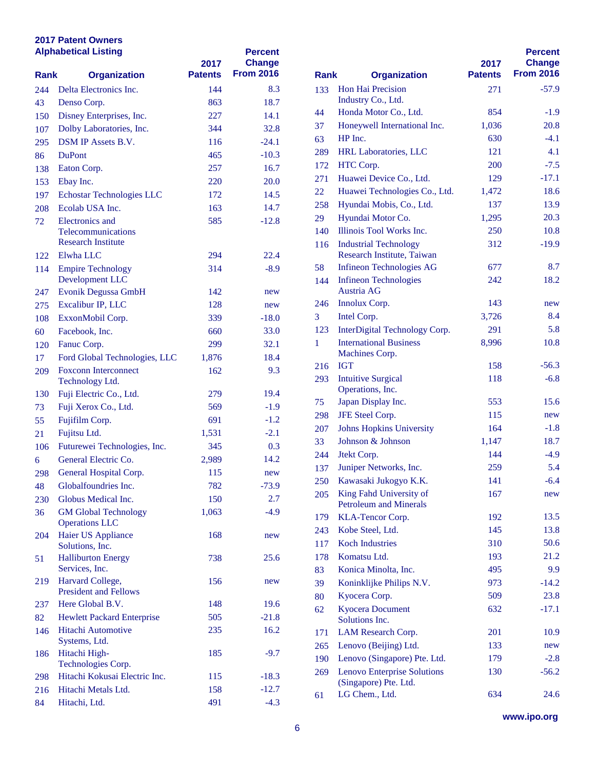## 2017 Patent Owners
### Alphabetical Listing

| Rank | Organization | 2017 Patents | Percent Change From 2016 |
|---|---|---|---|
| 244 | Delta Electronics Inc. | 144 | 8.3 |
| 43 | Denso Corp. | 863 | 18.7 |
| 150 | Disney Enterprises, Inc. | 227 | 14.1 |
| 107 | Dolby Laboratories, Inc. | 344 | 32.8 |
| 295 | DSM IP Assets B.V. | 116 | -24.1 |
| 86 | DuPont | 465 | -10.3 |
| 138 | Eaton Corp. | 257 | 16.7 |
| 153 | Ebay Inc. | 220 | 20.0 |
| 197 | Echostar Technologies LLC | 172 | 14.5 |
| 208 | Ecolab USA Inc. | 163 | 14.7 |
| 72 | Electronics and Telecommunications Research Institute | 585 | -12.8 |
| 122 | Elwha LLC | 294 | 22.4 |
| 114 | Empire Technology Development LLC | 314 | -8.9 |
| 247 | Evonik Degussa GmbH | 142 | new |
| 275 | Excalibur IP, LLC | 128 | new |
| 108 | ExxonMobil Corp. | 339 | -18.0 |
| 60 | Facebook, Inc. | 660 | 33.0 |
| 120 | Fanuc Corp. | 299 | 32.1 |
| 17 | Ford Global Technologies, LLC | 1,876 | 18.4 |
| 209 | Foxconn Interconnect Technology Ltd. | 162 | 9.3 |
| 130 | Fuji Electric Co., Ltd. | 279 | 19.4 |
| 73 | Fuji Xerox Co., Ltd. | 569 | -1.9 |
| 55 | Fujifilm Corp. | 691 | -1.2 |
| 21 | Fujitsu Ltd. | 1,531 | -2.1 |
| 106 | Futurewei Technologies, Inc. | 345 | 0.3 |
| 6 | General Electric Co. | 2,989 | 14.2 |
| 298 | General Hospital Corp. | 115 | new |
| 48 | Globalfoundries Inc. | 782 | -73.9 |
| 230 | Globus Medical Inc. | 150 | 2.7 |
| 36 | GM Global Technology Operations LLC | 1,063 | -4.9 |
| 204 | Haier US Appliance Solutions, Inc. | 168 | new |
| 51 | Halliburton Energy Services, Inc. | 738 | 25.6 |
| 219 | Harvard College, President and Fellows | 156 | new |
| 237 | Here Global B.V. | 148 | 19.6 |
| 82 | Hewlett Packard Enterprise | 505 | -21.8 |
| 146 | Hitachi Automotive Systems, Ltd. | 235 | 16.2 |
| 186 | Hitachi High-Technologies Corp. | 185 | -9.7 |
| 298 | Hitachi Kokusai Electric Inc. | 115 | -18.3 |
| 216 | Hitachi Metals Ltd. | 158 | -12.7 |
| 84 | Hitachi, Ltd. | 491 | -4.3 |
| 133 | Hon Hai Precision Industry Co., Ltd. | 271 | -57.9 |
| 44 | Honda Motor Co., Ltd. | 854 | -1.9 |
| 37 | Honeywell International Inc. | 1,036 | 20.8 |
| 63 | HP Inc. | 630 | -4.1 |
| 289 | HRL Laboratories, LLC | 121 | 4.1 |
| 172 | HTC Corp. | 200 | -7.5 |
| 271 | Huawei Device Co., Ltd. | 129 | -17.1 |
| 22 | Huawei Technologies Co., Ltd. | 1,472 | 18.6 |
| 258 | Hyundai Mobis, Co., Ltd. | 137 | 13.9 |
| 29 | Hyundai Motor Co. | 1,295 | 20.3 |
| 140 | Illinois Tool Works Inc. | 250 | 10.8 |
| 116 | Industrial Technology Research Institute, Taiwan | 312 | -19.9 |
| 58 | Infineon Technologies AG | 677 | 8.7 |
| 144 | Infineon Technologies Austria AG | 242 | 18.2 |
| 246 | Innolux Corp. | 143 | new |
| 3 | Intel Corp. | 3,726 | 8.4 |
| 123 | InterDigital Technology Corp. | 291 | 5.8 |
| 1 | International Business Machines Corp. | 8,996 | 10.8 |
| 216 | IGT | 158 | -56.3 |
| 293 | Intuitive Surgical Operations, Inc. | 118 | -6.8 |
| 75 | Japan Display Inc. | 553 | 15.6 |
| 298 | JFE Steel Corp. | 115 | new |
| 207 | Johns Hopkins University | 164 | -1.8 |
| 33 | Johnson & Johnson | 1,147 | 18.7 |
| 244 | Jtekt Corp. | 144 | -4.9 |
| 137 | Juniper Networks, Inc. | 259 | 5.4 |
| 250 | Kawasaki Jukogyo K.K. | 141 | -6.4 |
| 205 | King Fahd University of Petroleum and Minerals | 167 | new |
| 179 | KLA-Tencor Corp. | 192 | 13.5 |
| 243 | Kobe Steel, Ltd. | 145 | 13.8 |
| 117 | Koch Industries | 310 | 50.6 |
| 178 | Komatsu Ltd. | 193 | 21.2 |
| 83 | Konica Minolta, Inc. | 495 | 9.9 |
| 39 | Koninklijke Philips N.V. | 973 | -14.2 |
| 80 | Kyocera Corp. | 509 | 23.8 |
| 62 | Kyocera Document Solutions Inc. | 632 | -17.1 |
| 171 | LAM Research Corp. | 201 | 10.9 |
| 265 | Lenovo (Beijing) Ltd. | 133 | new |
| 190 | Lenovo (Singapore) Pte. Ltd. | 179 | -2.8 |
| 269 | Lenovo Enterprise Solutions (Singapore) Pte. Ltd. | 130 | -56.2 |
| 61 | LG Chem., Ltd. | 634 | 24.6 |

www.ipo.org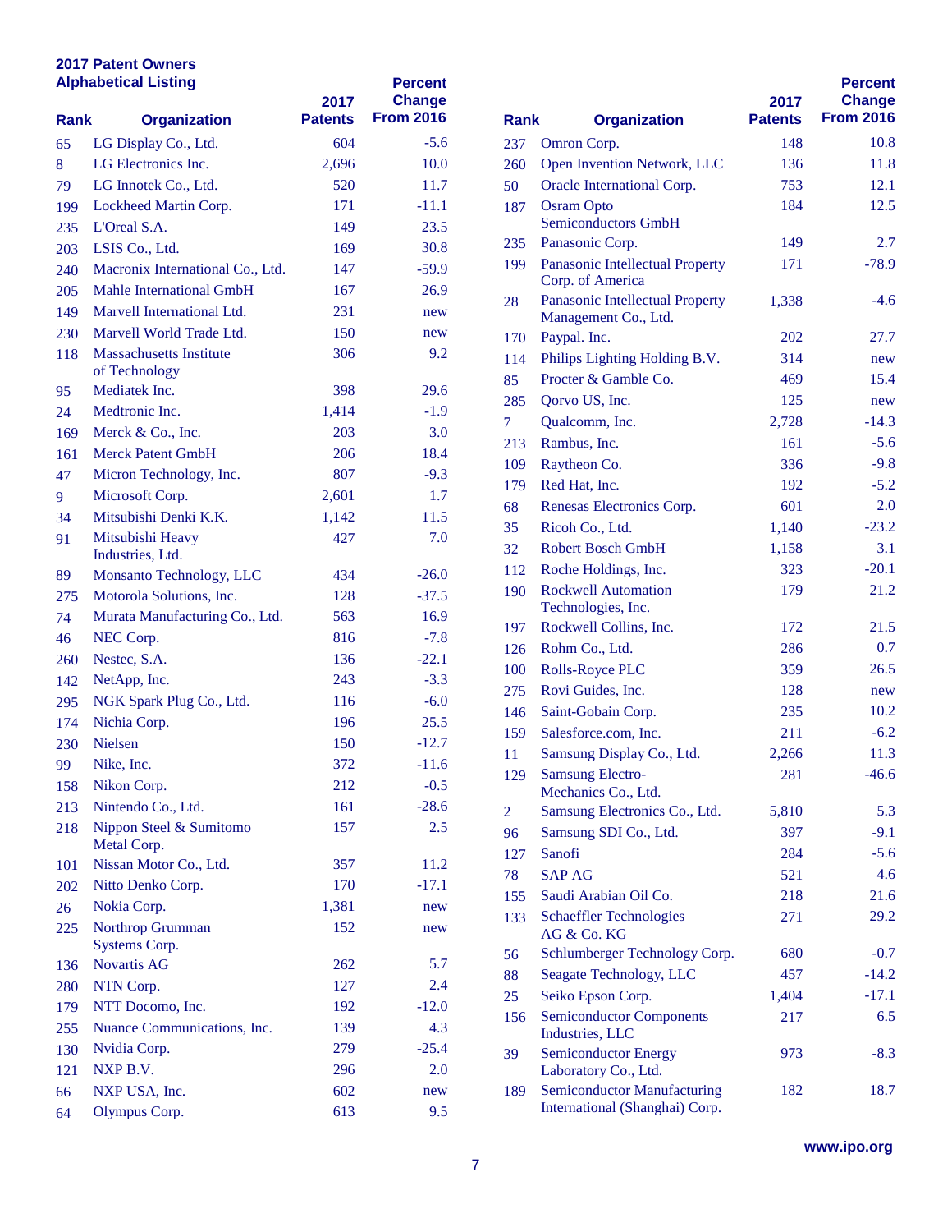## 2017 Patent Owners
## Alphabetical Listing

| Rank | Organization | 2017 Patents | Percent Change From 2016 |
|---|---|---|---|
| 65 | LG Display Co., Ltd. | 604 | -5.6 |
| 8 | LG Electronics Inc. | 2,696 | 10.0 |
| 79 | LG Innotek Co., Ltd. | 520 | 11.7 |
| 199 | Lockheed Martin Corp. | 171 | -11.1 |
| 235 | L'Oreal S.A. | 149 | 23.5 |
| 203 | LSIS Co., Ltd. | 169 | 30.8 |
| 240 | Macronix International Co., Ltd. | 147 | -59.9 |
| 205 | Mahle International GmbH | 167 | 26.9 |
| 149 | Marvell International Ltd. | 231 | new |
| 230 | Marvell World Trade Ltd. | 150 | new |
| 118 | Massachusetts Institute of Technology | 306 | 9.2 |
| 95 | Mediatek Inc. | 398 | 29.6 |
| 24 | Medtronic Inc. | 1,414 | -1.9 |
| 169 | Merck & Co., Inc. | 203 | 3.0 |
| 161 | Merck Patent GmbH | 206 | 18.4 |
| 47 | Micron Technology, Inc. | 807 | -9.3 |
| 9 | Microsoft Corp. | 2,601 | 1.7 |
| 34 | Mitsubishi Denki K.K. | 1,142 | 11.5 |
| 91 | Mitsubishi Heavy Industries, Ltd. | 427 | 7.0 |
| 89 | Monsanto Technology, LLC | 434 | -26.0 |
| 275 | Motorola Solutions, Inc. | 128 | -37.5 |
| 74 | Murata Manufacturing Co., Ltd. | 563 | 16.9 |
| 46 | NEC Corp. | 816 | -7.8 |
| 260 | Nestec, S.A. | 136 | -22.1 |
| 142 | NetApp, Inc. | 243 | -3.3 |
| 295 | NGK Spark Plug Co., Ltd. | 116 | -6.0 |
| 174 | Nichia Corp. | 196 | 25.5 |
| 230 | Nielsen | 150 | -12.7 |
| 99 | Nike, Inc. | 372 | -11.6 |
| 158 | Nikon Corp. | 212 | -0.5 |
| 213 | Nintendo Co., Ltd. | 161 | -28.6 |
| 218 | Nippon Steel & Sumitomo Metal Corp. | 157 | 2.5 |
| 101 | Nissan Motor Co., Ltd. | 357 | 11.2 |
| 202 | Nitto Denko Corp. | 170 | -17.1 |
| 26 | Nokia Corp. | 1,381 | new |
| 225 | Northrop Grumman Systems Corp. | 152 | new |
| 136 | Novartis AG | 262 | 5.7 |
| 280 | NTN Corp. | 127 | 2.4 |
| 179 | NTT Docomo, Inc. | 192 | -12.0 |
| 255 | Nuance Communications, Inc. | 139 | 4.3 |
| 130 | Nvidia Corp. | 279 | -25.4 |
| 121 | NXP B.V. | 296 | 2.0 |
| 66 | NXP USA, Inc. | 602 | new |
| 64 | Olympus Corp. | 613 | 9.5 |
| 237 | Omron Corp. | 148 | 10.8 |
| 260 | Open Invention Network, LLC | 136 | 11.8 |
| 50 | Oracle International Corp. | 753 | 12.1 |
| 187 | Osram Opto Semiconductors GmbH | 184 | 12.5 |
| 235 | Panasonic Corp. | 149 | 2.7 |
| 199 | Panasonic Intellectual Property Corp. of America | 171 | -78.9 |
| 28 | Panasonic Intellectual Property Management Co., Ltd. | 1,338 | -4.6 |
| 170 | Paypal. Inc. | 202 | 27.7 |
| 114 | Philips Lighting Holding B.V. | 314 | new |
| 85 | Procter & Gamble Co. | 469 | 15.4 |
| 285 | Qorvo US, Inc. | 125 | new |
| 7 | Qualcomm, Inc. | 2,728 | -14.3 |
| 213 | Rambus, Inc. | 161 | -5.6 |
| 109 | Raytheon Co. | 336 | -9.8 |
| 179 | Red Hat, Inc. | 192 | -5.2 |
| 68 | Renesas Electronics Corp. | 601 | 2.0 |
| 35 | Ricoh Co., Ltd. | 1,140 | -23.2 |
| 32 | Robert Bosch GmbH | 1,158 | 3.1 |
| 112 | Roche Holdings, Inc. | 323 | -20.1 |
| 190 | Rockwell Automation Technologies, Inc. | 179 | 21.2 |
| 197 | Rockwell Collins, Inc. | 172 | 21.5 |
| 126 | Rohm Co., Ltd. | 286 | 0.7 |
| 100 | Rolls-Royce PLC | 359 | 26.5 |
| 275 | Rovi Guides, Inc. | 128 | new |
| 146 | Saint-Gobain Corp. | 235 | 10.2 |
| 159 | Salesforce.com, Inc. | 211 | -6.2 |
| 11 | Samsung Display Co., Ltd. | 2,266 | 11.3 |
| 129 | Samsung Electro-Mechanics Co., Ltd. | 281 | -46.6 |
| 2 | Samsung Electronics Co., Ltd. | 5,810 | 5.3 |
| 96 | Samsung SDI Co., Ltd. | 397 | -9.1 |
| 127 | Sanofi | 284 | -5.6 |
| 78 | SAP AG | 521 | 4.6 |
| 155 | Saudi Arabian Oil Co. | 218 | 21.6 |
| 133 | Schaeffler Technologies AG & Co. KG | 271 | 29.2 |
| 56 | Schlumberger Technology Corp. | 680 | -0.7 |
| 88 | Seagate Technology, LLC | 457 | -14.2 |
| 25 | Seiko Epson Corp. | 1,404 | -17.1 |
| 156 | Semiconductor Components Industries, LLC | 217 | 6.5 |
| 39 | Semiconductor Energy Laboratory Co., Ltd. | 973 | -8.3 |
| 189 | Semiconductor Manufacturing International (Shanghai) Corp. | 182 | 18.7 |

www.ipo.org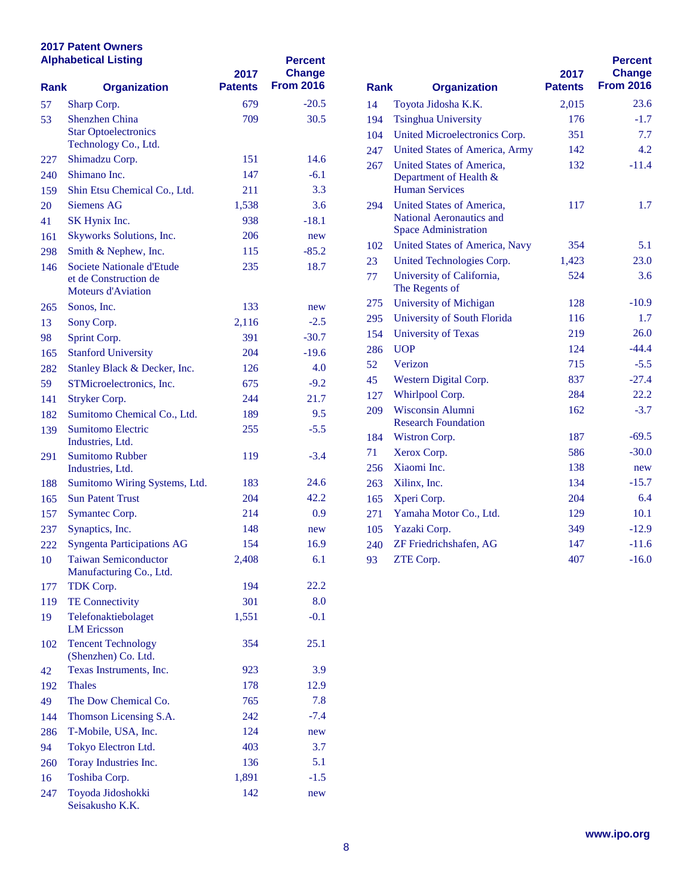## 2017 Patent Owners
## Alphabetical Listing

| Rank | Organization | 2017 Patents | Percent Change From 2016 |
|---|---|---|---|
| 57 | Sharp Corp. | 679 | -20.5 |
| 53 | Shenzhen China Star Optoelectronics Technology Co., Ltd. | 709 | 30.5 |
| 227 | Shimadzu Corp. | 151 | 14.6 |
| 240 | Shimano Inc. | 147 | -6.1 |
| 159 | Shin Etsu Chemical Co., Ltd. | 211 | 3.3 |
| 20 | Siemens AG | 1,538 | 3.6 |
| 41 | SK Hynix Inc. | 938 | -18.1 |
| 161 | Skyworks Solutions, Inc. | 206 | new |
| 298 | Smith & Nephew, Inc. | 115 | -85.2 |
| 146 | Societe Nationale d'Etude et de Construction de Moteurs d'Aviation | 235 | 18.7 |
| 265 | Sonos, Inc. | 133 | new |
| 13 | Sony Corp. | 2,116 | -2.5 |
| 98 | Sprint Corp. | 391 | -30.7 |
| 165 | Stanford University | 204 | -19.6 |
| 282 | Stanley Black & Decker, Inc. | 126 | 4.0 |
| 59 | STMicroelectronics, Inc. | 675 | -9.2 |
| 141 | Stryker Corp. | 244 | 21.7 |
| 182 | Sumitomo Chemical Co., Ltd. | 189 | 9.5 |
| 139 | Sumitomo Electric Industries, Ltd. | 255 | -5.5 |
| 291 | Sumitomo Rubber Industries, Ltd. | 119 | -3.4 |
| 188 | Sumitomo Wiring Systems, Ltd. | 183 | 24.6 |
| 165 | Sun Patent Trust | 204 | 42.2 |
| 157 | Symantec Corp. | 214 | 0.9 |
| 237 | Synaptics, Inc. | 148 | new |
| 222 | Syngenta Participations AG | 154 | 16.9 |
| 10 | Taiwan Semiconductor Manufacturing Co., Ltd. | 2,408 | 6.1 |
| 177 | TDK Corp. | 194 | 22.2 |
| 119 | TE Connectivity | 301 | 8.0 |
| 19 | Telefonaktiebolaget LM Ericsson | 1,551 | -0.1 |
| 102 | Tencent Technology (Shenzhen) Co. Ltd. | 354 | 25.1 |
| 42 | Texas Instruments, Inc. | 923 | 3.9 |
| 192 | Thales | 178 | 12.9 |
| 49 | The Dow Chemical Co. | 765 | 7.8 |
| 144 | Thomson Licensing S.A. | 242 | -7.4 |
| 286 | T-Mobile, USA, Inc. | 124 | new |
| 94 | Tokyo Electron Ltd. | 403 | 3.7 |
| 260 | Toray Industries Inc. | 136 | 5.1 |
| 16 | Toshiba Corp. | 1,891 | -1.5 |
| 247 | Toyoda Jidoshokki Seisakusho K.K. | 142 | new |
| 14 | Toyota Jidosha K.K. | 2,015 | 23.6 |
| 194 | Tsinghua University | 176 | -1.7 |
| 104 | United Microelectronics Corp. | 351 | 7.7 |
| 247 | United States of America, Army | 142 | 4.2 |
| 267 | United States of America, Department of Health & Human Services | 132 | -11.4 |
| 294 | United States of America, National Aeronautics and Space Administration | 117 | 1.7 |
| 102 | United States of America, Navy | 354 | 5.1 |
| 23 | United Technologies Corp. | 1,423 | 23.0 |
| 77 | University of California, The Regents of | 524 | 3.6 |
| 275 | University of Michigan | 128 | -10.9 |
| 295 | University of South Florida | 116 | 1.7 |
| 154 | University of Texas | 219 | 26.0 |
| 286 | UOP | 124 | -44.4 |
| 52 | Verizon | 715 | -5.5 |
| 45 | Western Digital Corp. | 837 | -27.4 |
| 127 | Whirlpool Corp. | 284 | 22.2 |
| 209 | Wisconsin Alumni Research Foundation | 162 | -3.7 |
| 184 | Wistron Corp. | 187 | -69.5 |
| 71 | Xerox Corp. | 586 | -30.0 |
| 256 | Xiaomi Inc. | 138 | new |
| 263 | Xilinx, Inc. | 134 | -15.7 |
| 165 | Xperi Corp. | 204 | 6.4 |
| 271 | Yamaha Motor Co., Ltd. | 129 | 10.1 |
| 105 | Yazaki Corp. | 349 | -12.9 |
| 240 | ZF Friedrichshafen, AG | 147 | -11.6 |
| 93 | ZTE Corp. | 407 | -16.0 |

www.ipo.org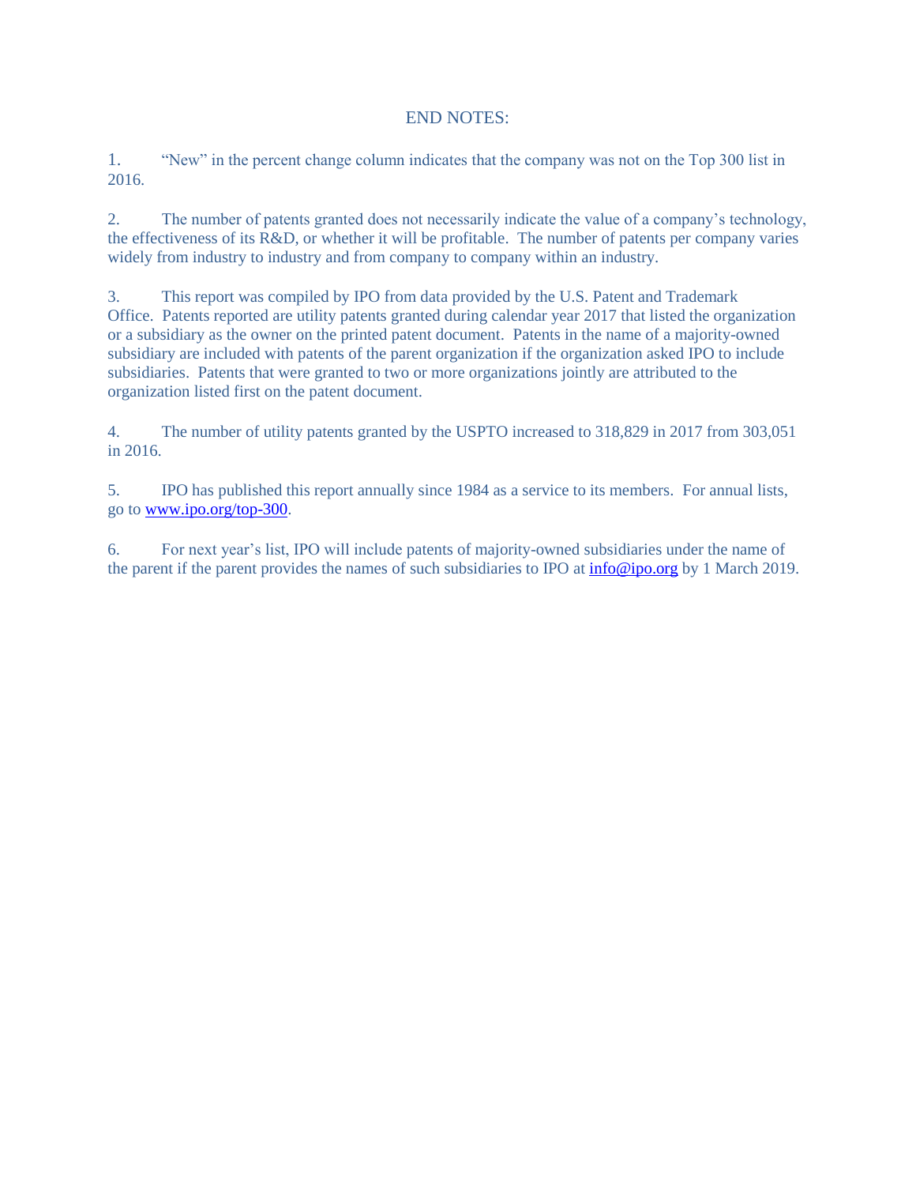# END NOTES:

1. "New" in the percent change column indicates that the company was not on the Top 300 list in 2016.

2. The number of patents granted does not necessarily indicate the value of a company's technology, the effectiveness of its R&D, or whether it will be profitable. The number of patents per company varies widely from industry to industry and from company to company within an industry.

3. This report was compiled by IPO from data provided by the U.S. Patent and Trademark Office. Patents reported are utility patents granted during calendar year 2017 that listed the organization or a subsidiary as the owner on the printed patent document. Patents in the name of a majority-owned subsidiary are included with patents of the parent organization if the organization asked IPO to include subsidiaries. Patents that were granted to two or more organizations jointly are attributed to the organization listed first on the patent document.

4. The number of utility patents granted by the USPTO increased to 318,829 in 2017 from 303,051 in 2016.

5. IPO has published this report annually since 1984 as a service to its members. For annual lists, go to [www.ipo.org/top-300](http://www.ipo.org/top-300).

6. For next year's list, IPO will include patents of majority-owned subsidiaries under the name of the parent if the parent provides the names of such subsidiaries to IPO at [info@ipo.org](mailto:info@ipo.org) by 1 March 2019.